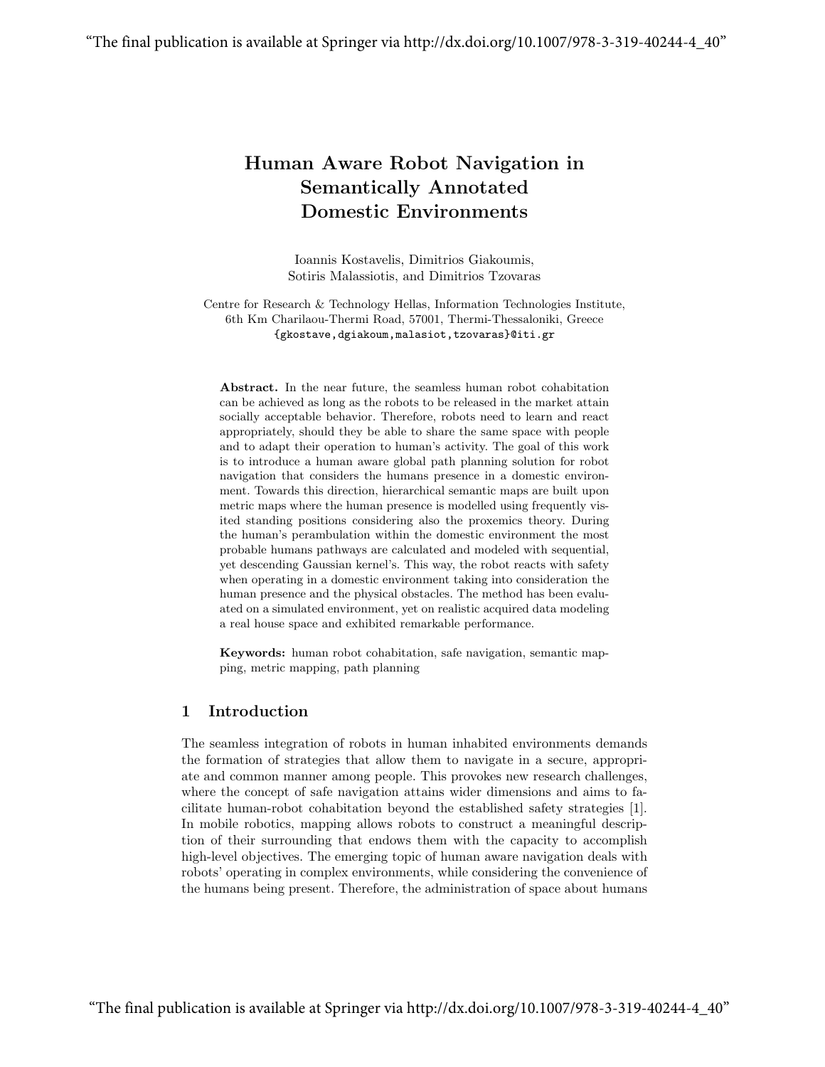# Human Aware Robot Navigation in Semantically Annotated Domestic Environments

Ioannis Kostavelis, Dimitrios Giakoumis, Sotiris Malassiotis, and Dimitrios Tzovaras

Centre for Research & Technology Hellas, Information Technologies Institute, 6th Km Charilaou-Thermi Road, 57001, Thermi-Thessaloniki, Greece
{gkostave,dgiakoum,malasiot,tzovaras}@iti.gr

**Abstract.** In the near future, the seamless human robot cohabitation can be achieved as long as the robots to be released in the market attain socially acceptable behavior. Therefore, robots need to learn and react appropriately, should they be able to share the same space with people and to adapt their operation to human's activity. The goal of this work is to introduce a human aware global path planning solution for robot navigation that considers the humans presence in a domestic environment. Towards this direction, hierarchical semantic maps are built upon metric maps where the human presence is modelled using frequently visited standing positions considering also the proxemics theory. During the human's perambulation within the domestic environment the most probable humans pathways are calculated and modeled with sequential, yet descending Gaussian kernel's. This way, the robot reacts with safety when operating in a domestic environment taking into consideration the human presence and the physical obstacles. The method has been evaluated on a simulated environment, yet on realistic acquired data modeling a real house space and exhibited remarkable performance.

**Keywords:** human robot cohabitation, safe navigation, semantic mapping, metric mapping, path planning

## 1 Introduction

The seamless integration of robots in human inhabited environments demands the formation of strategies that allow them to navigate in a secure, appropriate and common manner among people. This provokes new research challenges, where the concept of safe navigation attains wider dimensions and aims to facilitate human-robot cohabitation beyond the established safety strategies [1]. In mobile robotics, mapping allows robots to construct a meaningful description of their surrounding that endows them with the capacity to accomplish high-level objectives. The emerging topic of human aware navigation deals with robots' operating in complex environments, while considering the convenience of the humans being present. Therefore, the administration of space about humans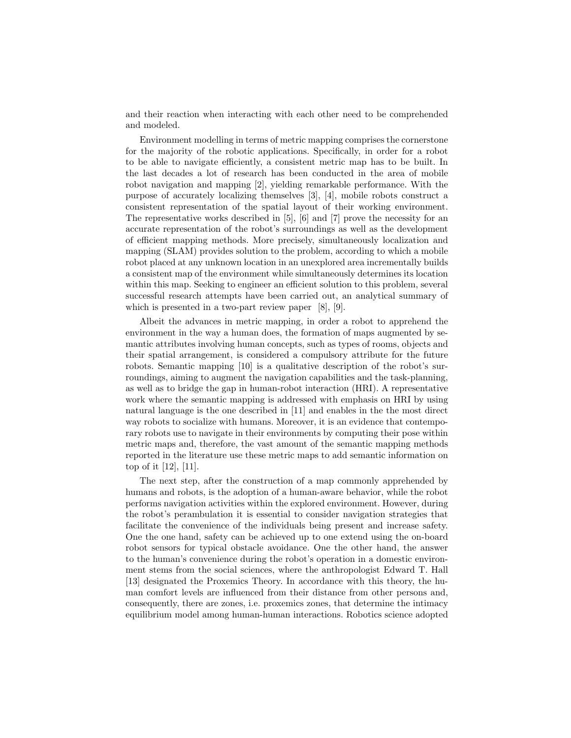and their reaction when interacting with each other need to be comprehended and modeled.

Environment modelling in terms of metric mapping comprises the cornerstone for the majority of the robotic applications. Specifically, in order for a robot to be able to navigate efficiently, a consistent metric map has to be built. In the last decades a lot of research has been conducted in the area of mobile robot navigation and mapping [2], yielding remarkable performance. With the purpose of accurately localizing themselves [3], [4], mobile robots construct a consistent representation of the spatial layout of their working environment. The representative works described in [5], [6] and [7] prove the necessity for an accurate representation of the robot's surroundings as well as the development of efficient mapping methods. More precisely, simultaneously localization and mapping (SLAM) provides solution to the problem, according to which a mobile robot placed at any unknown location in an unexplored area incrementally builds a consistent map of the environment while simultaneously determines its location within this map. Seeking to engineer an efficient solution to this problem, several successful research attempts have been carried out, an analytical summary of which is presented in a two-part review paper [8], [9].

Albeit the advances in metric mapping, in order a robot to apprehend the environment in the way a human does, the formation of maps augmented by semantic attributes involving human concepts, such as types of rooms, objects and their spatial arrangement, is considered a compulsory attribute for the future robots. Semantic mapping [10] is a qualitative description of the robot's surroundings, aiming to augment the navigation capabilities and the task-planning, as well as to bridge the gap in human-robot interaction (HRI). A representative work where the semantic mapping is addressed with emphasis on HRI by using natural language is the one described in [11] and enables in the the most direct way robots to socialize with humans. Moreover, it is an evidence that contemporary robots use to navigate in their environments by computing their pose within metric maps and, therefore, the vast amount of the semantic mapping methods reported in the literature use these metric maps to add semantic information on top of it [12], [11].

The next step, after the construction of a map commonly apprehended by humans and robots, is the adoption of a human-aware behavior, while the robot performs navigation activities within the explored environment. However, during the robot's perambulation it is essential to consider navigation strategies that facilitate the convenience of the individuals being present and increase safety. One the one hand, safety can be achieved up to one extend using the on-board robot sensors for typical obstacle avoidance. One the other hand, the answer to the human's convenience during the robot's operation in a domestic environment stems from the social sciences, where the anthropologist Edward T. Hall [13] designated the Proxemics Theory. In accordance with this theory, the human comfort levels are influenced from their distance from other persons and, consequently, there are zones, i.e. proxemics zones, that determine the intimacy equilibrium model among human-human interactions. Robotics science adopted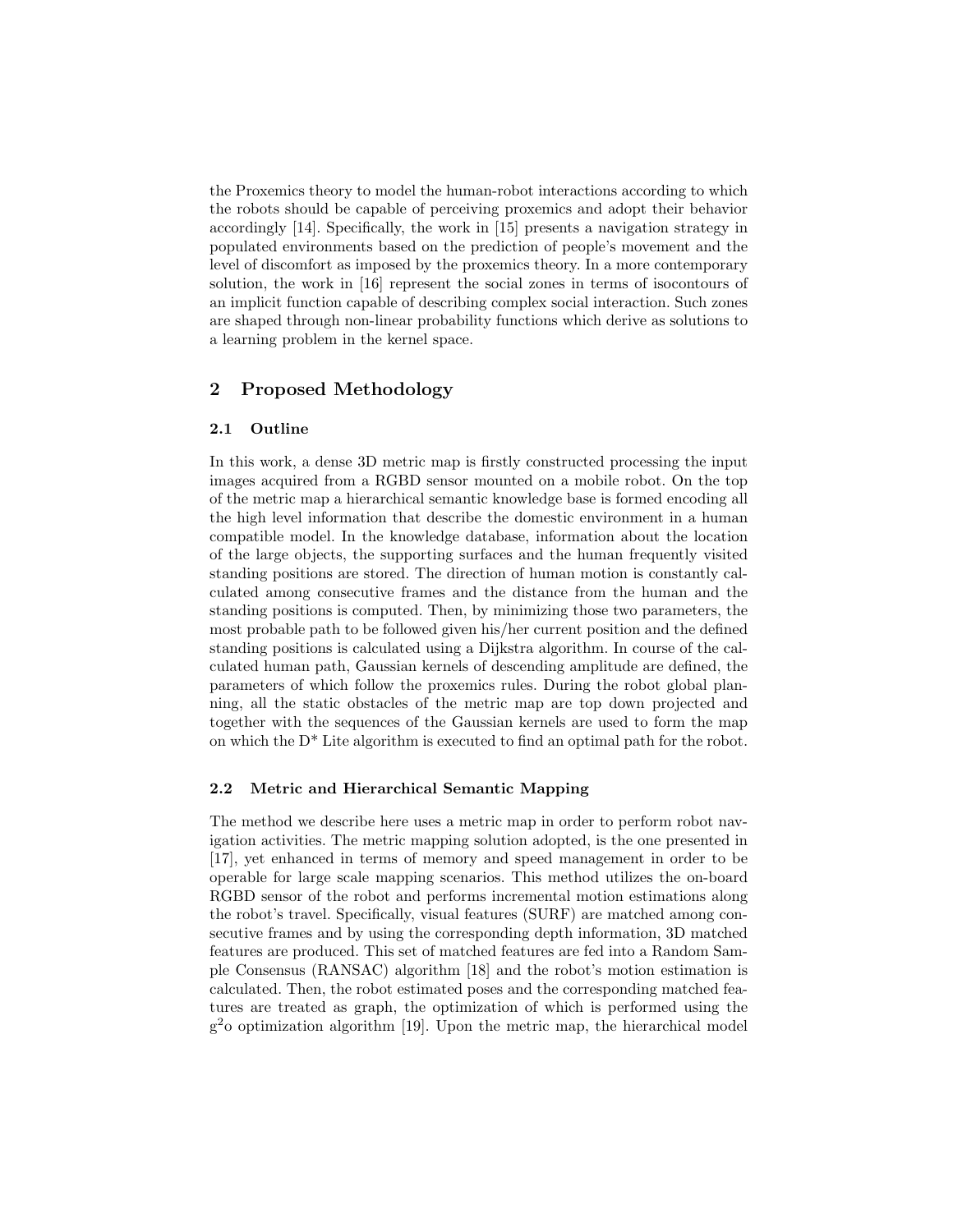the Proxemics theory to model the human-robot interactions according to which the robots should be capable of perceiving proxemics and adopt their behavior accordingly [14]. Specifically, the work in [15] presents a navigation strategy in populated environments based on the prediction of people's movement and the level of discomfort as imposed by the proxemics theory. In a more contemporary solution, the work in [16] represent the social zones in terms of isocontours of an implicit function capable of describing complex social interaction. Such zones are shaped through non-linear probability functions which derive as solutions to a learning problem in the kernel space.

## 2 Proposed Methodology

### 2.1 Outline

In this work, a dense 3D metric map is firstly constructed processing the input images acquired from a RGBD sensor mounted on a mobile robot. On the top of the metric map a hierarchical semantic knowledge base is formed encoding all the high level information that describe the domestic environment in a human compatible model. In the knowledge database, information about the location of the large objects, the supporting surfaces and the human frequently visited standing positions are stored. The direction of human motion is constantly calculated among consecutive frames and the distance from the human and the standing positions is computed. Then, by minimizing those two parameters, the most probable path to be followed given his/her current position and the defined standing positions is calculated using a Dijkstra algorithm. In course of the calculated human path, Gaussian kernels of descending amplitude are defined, the parameters of which follow the proxemics rules. During the robot global planning, all the static obstacles of the metric map are top down projected and together with the sequences of the Gaussian kernels are used to form the map on which the D* Lite algorithm is executed to find an optimal path for the robot.

### 2.2 Metric and Hierarchical Semantic Mapping

The method we describe here uses a metric map in order to perform robot navigation activities. The metric mapping solution adopted, is the one presented in [17], yet enhanced in terms of memory and speed management in order to be operable for large scale mapping scenarios. This method utilizes the on-board RGBD sensor of the robot and performs incremental motion estimations along the robot's travel. Specifically, visual features (SURF) are matched among consecutive frames and by using the corresponding depth information, 3D matched features are produced. This set of matched features are fed into a Random Sample Consensus (RANSAC) algorithm [18] and the robot's motion estimation is calculated. Then, the robot estimated poses and the corresponding matched features are treated as graph, the optimization of which is performed using the $g^2o$ optimization algorithm [19]. Upon the metric map, the hierarchical model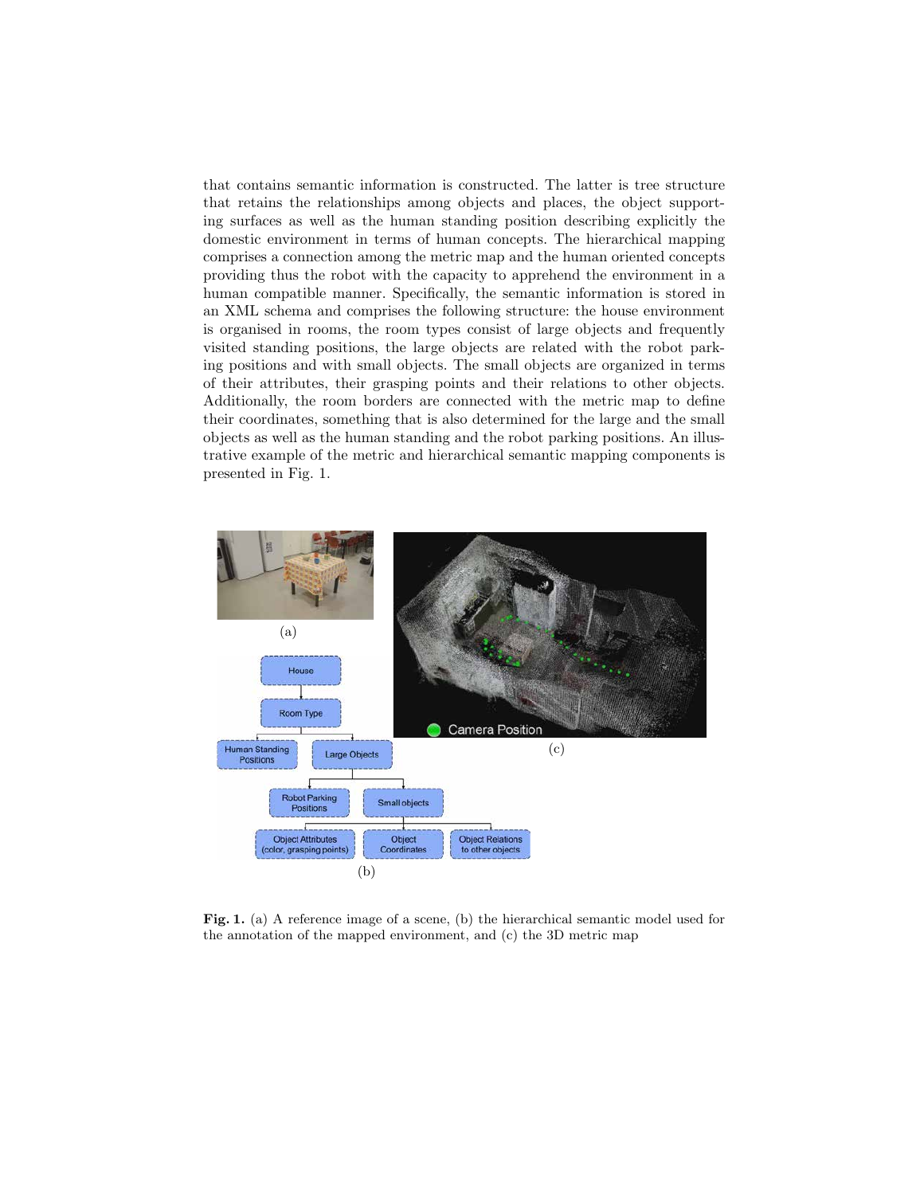that contains semantic information is constructed. The latter is tree structure that retains the relationships among objects and places, the object supporting surfaces as well as the human standing position describing explicitly the domestic environment in terms of human concepts. The hierarchical mapping comprises a connection among the metric map and the human oriented concepts providing thus the robot with the capacity to apprehend the environment in a human compatible manner. Specifically, the semantic information is stored in an XML schema and comprises the following structure: the house environment is organised in rooms, the room types consist of large objects and frequently visited standing positions, the large objects are related with the robot parking positions and with small objects. The small objects are organized in terms of their attributes, their grasping points and their relations to other objects. Additionally, the room borders are connected with the metric map to define their coordinates, something that is also determined for the large and the small objects as well as the human standing and the robot parking positions. An illustrative example of the metric and hierarchical semantic mapping components is presented in Fig. 1.

**Fig. 1.** (a) A reference image of a scene, (b) the hierarchical semantic model used for the annotation of the mapped environment, and (c) the 3D metric map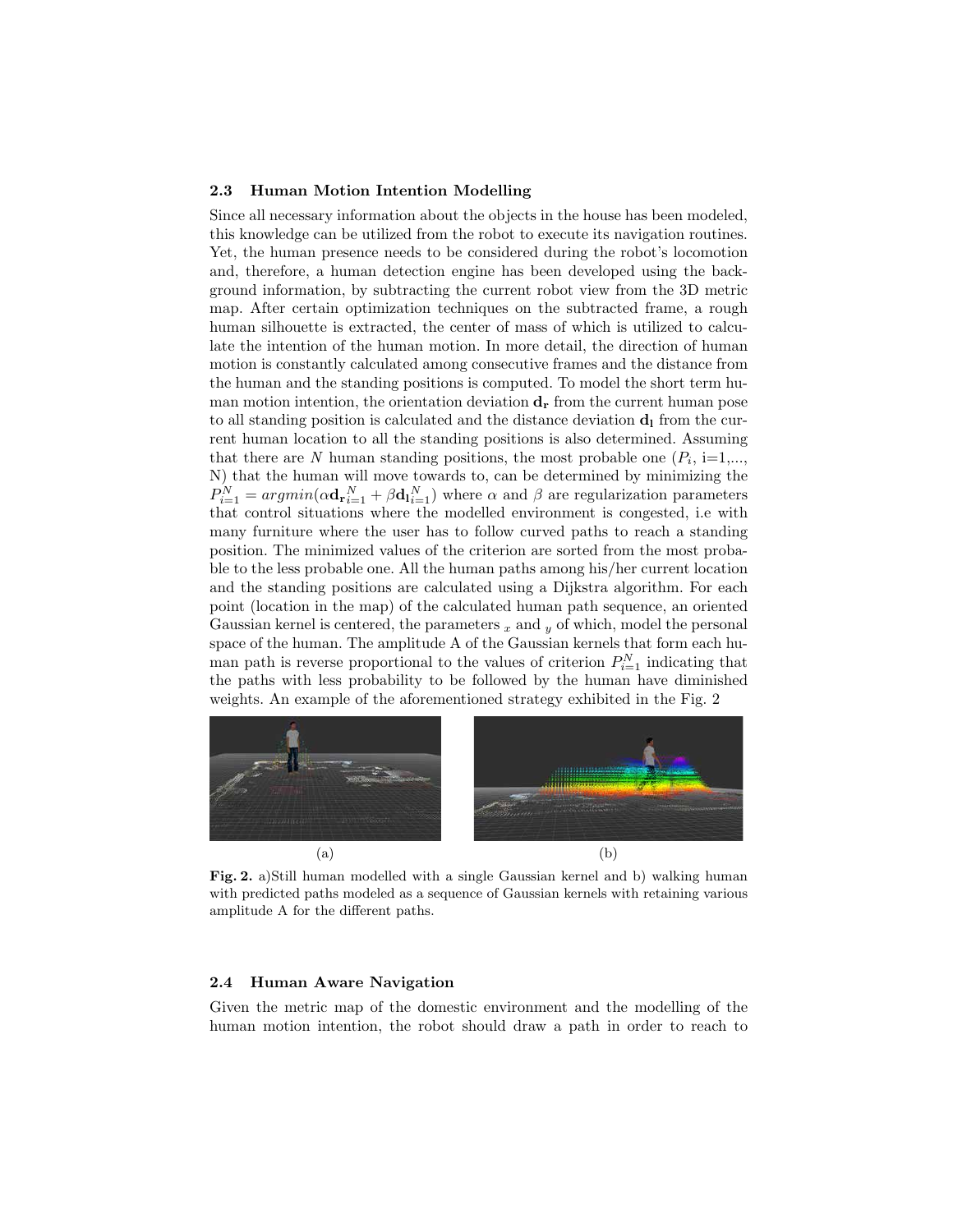### 2.3 Human Motion Intention Modelling

Since all necessary information about the objects in the house has been modeled, this knowledge can be utilized from the robot to execute its navigation routines. Yet, the human presence needs to be considered during the robot's locomotion and, therefore, a human detection engine has been developed using the background information, by subtracting the current robot view from the 3D metric map. After certain optimization techniques on the subtracted frame, a rough human silhouette is extracted, the center of mass of which is utilized to calculate the intention of the human motion. In more detail, the direction of human motion is constantly calculated among consecutive frames and the distance from the human and the standing positions is computed. To model the short term human motion intention, the orientation deviation $\mathbf{d_r}$ from the current human pose to all standing position is calculated and the distance deviation $\mathbf{d_l}$ from the current human location to all the standing positions is also determined. Assuming that there are $N$ human standing positions, the most probable one ($P_i$, i=1,..., N) that the human will move towards to, can be determined by minimizing the $P_{i=1}^{N} = argmin(\alpha \mathbf{d_r}_{i=1}^{N} + \beta \mathbf{d_l}_{i=1}^{N})$ where $\alpha$ and $\beta$ are regularization parameters that control situations where the modelled environment is congested, i.e with many furniture where the user has to follow curved paths to reach a standing position. The minimized values of the criterion are sorted from the most probable to the less probable one. All the human paths among his/her current location and the standing positions are calculated using a Dijkstra algorithm. For each point (location in the map) of the calculated human path sequence, an oriented Gaussian kernel is centered, the parameters $_x$ and $_y$ of which, model the personal space of the human. The amplitude A of the Gaussian kernels that form each human path is reverse proportional to the values of criterion $P_{i=1}^{N}$ indicating that the paths with less probability to be followed by the human have diminished weights. An example of the aforementioned strategy exhibited in the Fig. 2

(a) (b)

**Fig. 2.** a)Still human modelled with a single Gaussian kernel and b) walking human with predicted paths modeled as a sequence of Gaussian kernels with retaining various amplitude A for the different paths.

### 2.4 Human Aware Navigation

Given the metric map of the domestic environment and the modelling of the human motion intention, the robot should draw a path in order to reach to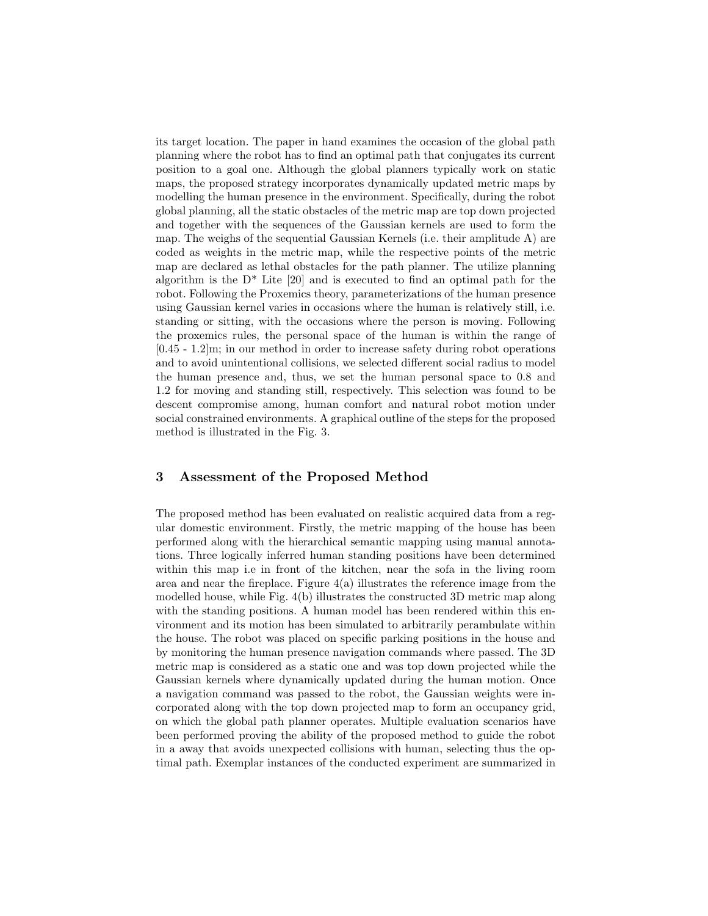its target location. The paper in hand examines the occasion of the global path planning where the robot has to find an optimal path that conjugates its current position to a goal one. Although the global planners typically work on static maps, the proposed strategy incorporates dynamically updated metric maps by modelling the human presence in the environment. Specifically, during the robot global planning, all the static obstacles of the metric map are top down projected and together with the sequences of the Gaussian kernels are used to form the map. The weighs of the sequential Gaussian Kernels (i.e. their amplitude A) are coded as weights in the metric map, while the respective points of the metric map are declared as lethal obstacles for the path planner. The utilize planning algorithm is the D* Lite [20] and is executed to find an optimal path for the robot. Following the Proxemics theory, parameterizations of the human presence using Gaussian kernel varies in occasions where the human is relatively still, i.e. standing or sitting, with the occasions where the person is moving. Following the proxemics rules, the personal space of the human is within the range of [0.45 - 1.2]m; in our method in order to increase safety during robot operations and to avoid unintentional collisions, we selected different social radius to model the human presence and, thus, we set the human personal space to 0.8 and 1.2 for moving and standing still, respectively. This selection was found to be descent compromise among, human comfort and natural robot motion under social constrained environments. A graphical outline of the steps for the proposed method is illustrated in the Fig. 3.

## 3 Assessment of the Proposed Method

The proposed method has been evaluated on realistic acquired data from a regular domestic environment. Firstly, the metric mapping of the house has been performed along with the hierarchical semantic mapping using manual annotations. Three logically inferred human standing positions have been determined within this map i.e in front of the kitchen, near the sofa in the living room area and near the fireplace. Figure 4(a) illustrates the reference image from the modelled house, while Fig. 4(b) illustrates the constructed 3D metric map along with the standing positions. A human model has been rendered within this environment and its motion has been simulated to arbitrarily perambulate within the house. The robot was placed on specific parking positions in the house and by monitoring the human presence navigation commands where passed. The 3D metric map is considered as a static one and was top down projected while the Gaussian kernels where dynamically updated during the human motion. Once a navigation command was passed to the robot, the Gaussian weights were incorporated along with the top down projected map to form an occupancy grid, on which the global path planner operates. Multiple evaluation scenarios have been performed proving the ability of the proposed method to guide the robot in a away that avoids unexpected collisions with human, selecting thus the optimal path. Exemplar instances of the conducted experiment are summarized in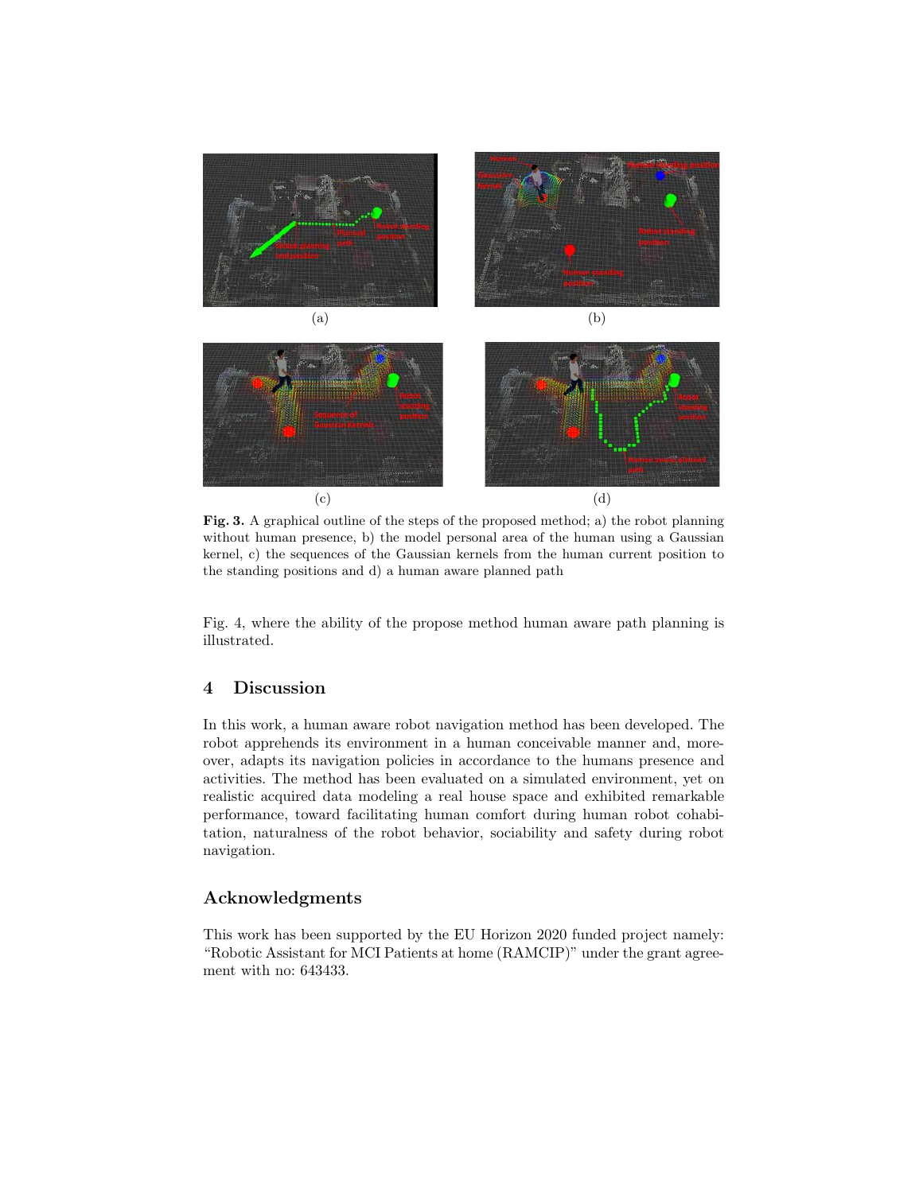(a)

(b)

(c)

(d)

**Fig. 3.** A graphical outline of the steps of the proposed method; a) the robot planning without human presence, b) the model personal area of the human using a Gaussian kernel, c) the sequences of the Gaussian kernels from the human current position to the standing positions and d) a human aware planned path

Fig. 4, where the ability of the propose method human aware path planning is illustrated.

## 4 Discussion

In this work, a human aware robot navigation method has been developed. The robot apprehends its environment in a human conceivable manner and, moreover, adapts its navigation policies in accordance to the humans presence and activities. The method has been evaluated on a simulated environment, yet on realistic acquired data modeling a real house space and exhibited remarkable performance, toward facilitating human comfort during human robot cohabitation, naturalness of the robot behavior, sociability and safety during robot navigation.

## Acknowledgments

This work has been supported by the EU Horizon 2020 funded project namely: "Robotic Assistant for MCI Patients at home (RAMCIP)" under the grant agreement with no: 643433.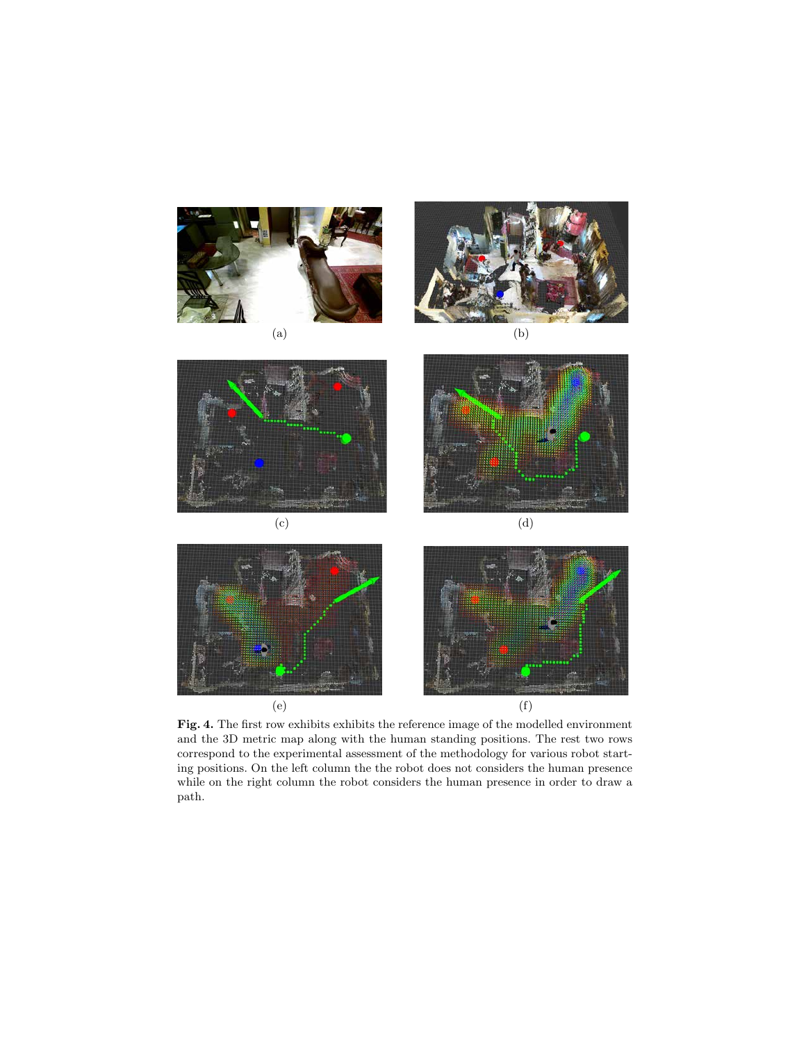(a)

(b)

(c)

(d)

(e)

(f)

**Fig. 4.** The first row exhibits exhibits the reference image of the modelled environment and the 3D metric map along with the human standing positions. The rest two rows correspond to the experimental assessment of the methodology for various robot starting positions. On the left column the the robot does not considers the human presence while on the right column the robot considers the human presence in order to draw a path.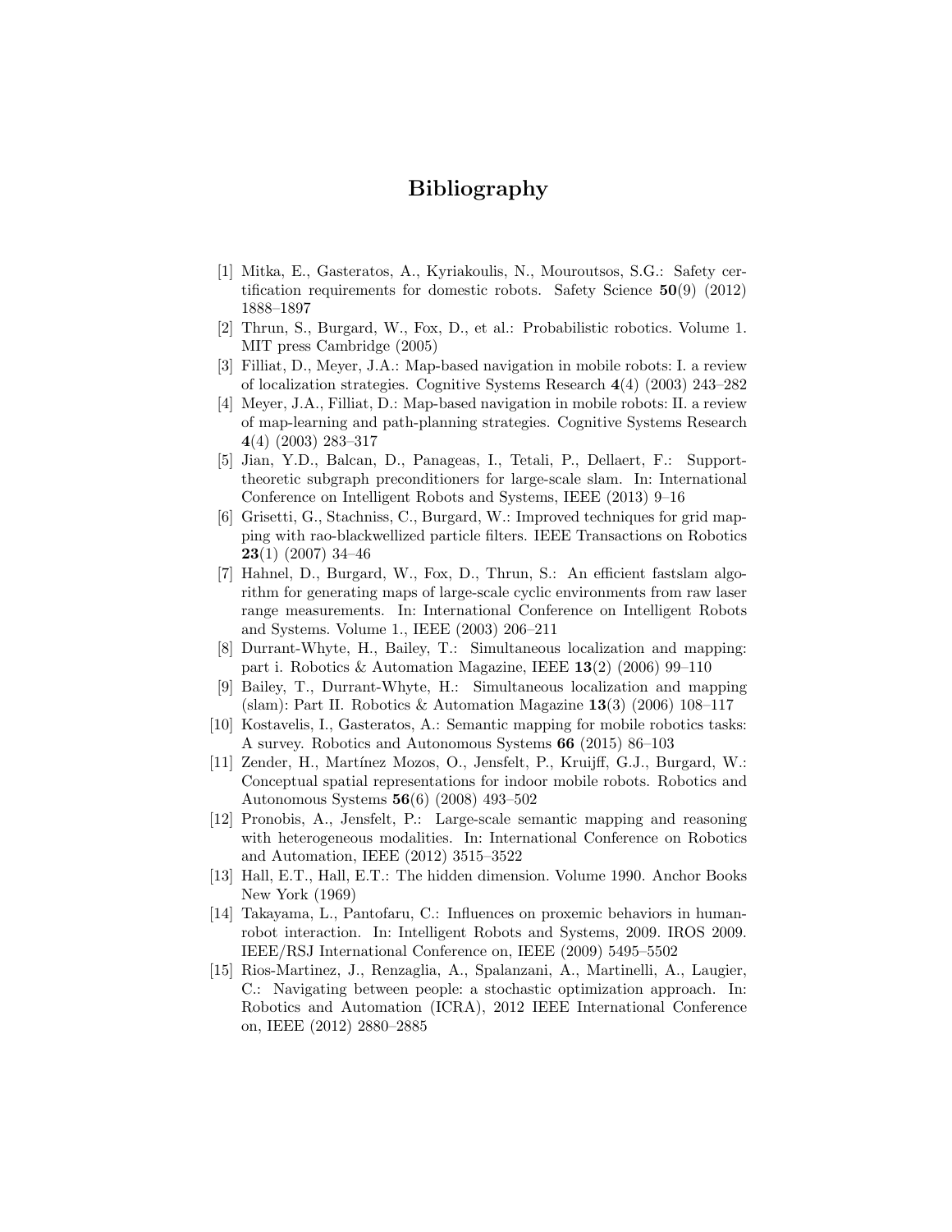# Bibliography

[1] Mitka, E., Gasteratos, A., Kyriakoulis, N., Mouroutsos, S.G.: Safety certification requirements for domestic robots. Safety Science **50**(9) (2012) 1888–1897

[2] Thrun, S., Burgard, W., Fox, D., et al.: Probabilistic robotics. Volume 1. MIT press Cambridge (2005)

[3] Filliat, D., Meyer, J.A.: Map-based navigation in mobile robots: I. a review of localization strategies. Cognitive Systems Research **4**(4) (2003) 243–282

[4] Meyer, J.A., Filliat, D.: Map-based navigation in mobile robots: II. a review of map-learning and path-planning strategies. Cognitive Systems Research **4**(4) (2003) 283–317

[5] Jian, Y.D., Balcan, D., Panageas, I., Tetali, P., Dellaert, F.: Support-theoretic subgraph preconditioners for large-scale slam. In: International Conference on Intelligent Robots and Systems, IEEE (2013) 9–16

[6] Grisetti, G., Stachniss, C., Burgard, W.: Improved techniques for grid mapping with rao-blackwellized particle filters. IEEE Transactions on Robotics **23**(1) (2007) 34–46

[7] Hahnel, D., Burgard, W., Fox, D., Thrun, S.: An efficient fastslam algorithm for generating maps of large-scale cyclic environments from raw laser range measurements. In: International Conference on Intelligent Robots and Systems. Volume 1., IEEE (2003) 206–211

[8] Durrant-Whyte, H., Bailey, T.: Simultaneous localization and mapping: part i. Robotics & Automation Magazine, IEEE **13**(2) (2006) 99–110

[9] Bailey, T., Durrant-Whyte, H.: Simultaneous localization and mapping (slam): Part II. Robotics & Automation Magazine **13**(3) (2006) 108–117

[10] Kostavelis, I., Gasteratos, A.: Semantic mapping for mobile robotics tasks: A survey. Robotics and Autonomous Systems **66** (2015) 86–103

[11] Zender, H., Martínez Mozos, O., Jensfelt, P., Kruijff, G.J., Burgard, W.: Conceptual spatial representations for indoor mobile robots. Robotics and Autonomous Systems **56**(6) (2008) 493–502

[12] Pronobis, A., Jensfelt, P.: Large-scale semantic mapping and reasoning with heterogeneous modalities. In: International Conference on Robotics and Automation, IEEE (2012) 3515–3522

[13] Hall, E.T., Hall, E.T.: The hidden dimension. Volume 1990. Anchor Books New York (1969)

[14] Takayama, L., Pantofaru, C.: Influences on proxemic behaviors in human-robot interaction. In: Intelligent Robots and Systems, 2009. IROS 2009. IEEE/RSJ International Conference on, IEEE (2009) 5495–5502

[15] Rios-Martinez, J., Renzaglia, A., Spalanzani, A., Martinelli, A., Laugier, C.: Navigating between people: a stochastic optimization approach. In: Robotics and Automation (ICRA), 2012 IEEE International Conference on, IEEE (2012) 2880–2885